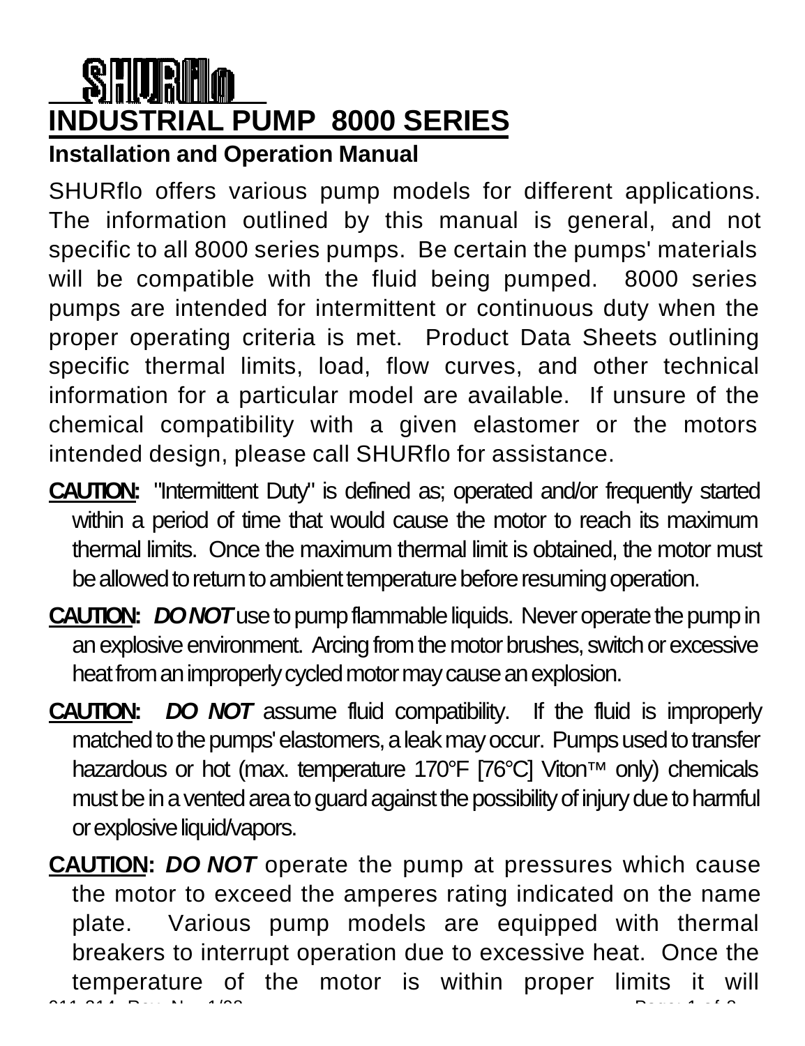# SHURflo

# INDUSTRIAL PUMP 8000 SERIES

## Installation and Operation Manual

SHURflo offers various pump models for different applications. The information outlined by this manual is general, and not specific to all 8000 series pumps. Be certain the pumps' materials will be compatible with the fluid being pumped. 8000 series pumps are intended for intermittent or continuous duty when the proper operating criteria is met. Product Data Sheets outlining specific thermal limits, load, flow curves, and other technical information for a particular model are available. If unsure of the chemical compatibility with a given elastomer or the motors intended design, please call SHURflo for assistance.

**CAUTION:** "Intermittent Duty" is defined as; operated and/or frequently started within a period of time that would cause the motor to reach its maximum thermal limits. Once the maximum thermal limit is obtained, the motor must be allowed to return to ambient temperature before resuming operation.

**CAUTION:** ***DO NOT*** use to pump flammable liquids. Never operate the pump in an explosive environment. Arcing from the motor brushes, switch or excessive heat from an improperly cycled motor may cause an explosion.

**CAUTION:** ***DO NOT*** assume fluid compatibility. If the fluid is improperly matched to the pumps' elastomers, a leak may occur. Pumps used to transfer hazardous or hot (max. temperature 170°F [76°C] Viton™ only) chemicals must be in a vented area to guard against the possibility of injury due to harmful or explosive liquid/vapors.

**CAUTION:** ***DO NOT*** operate the pump at pressures which cause the motor to exceed the amperes rating indicated on the name plate. Various pump models are equipped with thermal breakers to interrupt operation due to excessive heat. Once the temperature of the motor is within proper limits it will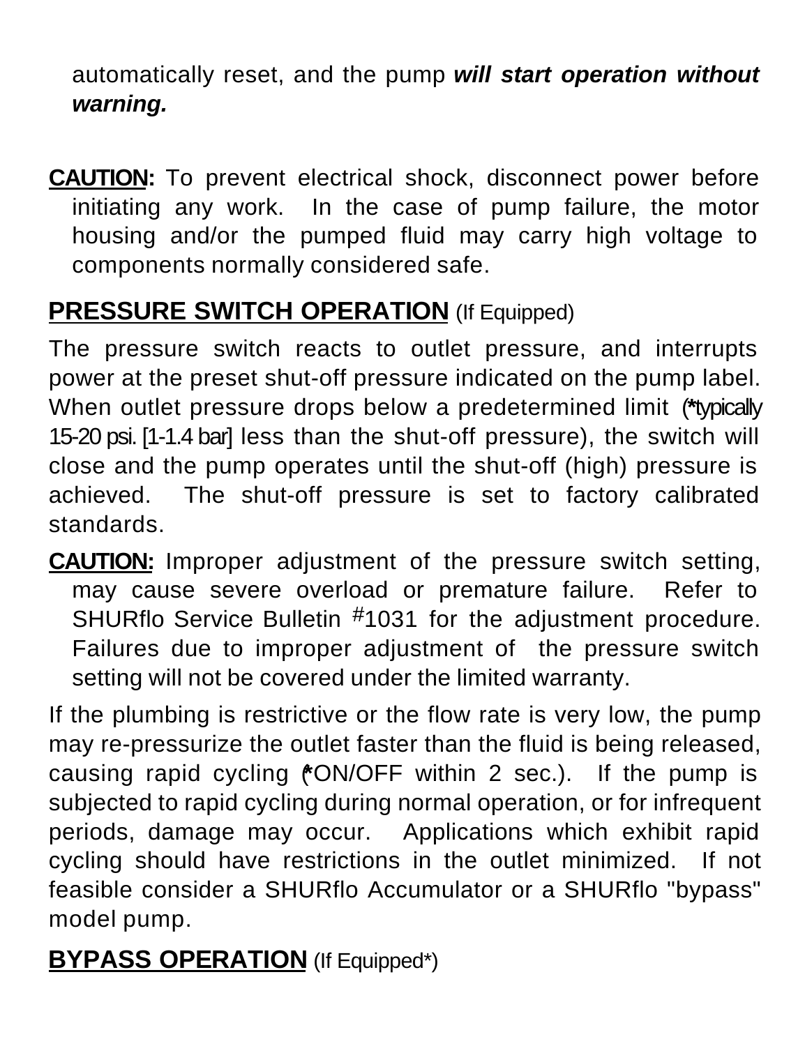automatically reset, and the pump ***will start operation without warning.***

**CAUTION:** To prevent electrical shock, disconnect power before initiating any work. In the case of pump failure, the motor housing and/or the pumped fluid may carry high voltage to components normally considered safe.

## PRESSURE SWITCH OPERATION (If Equipped)

The pressure switch reacts to outlet pressure, and interrupts power at the preset shut-off pressure indicated on the pump label. When outlet pressure drops below a predetermined limit (*typically 15-20 psi. [1-1.4 bar] less than the shut-off pressure), the switch will close and the pump operates until the shut-off (high) pressure is achieved. The shut-off pressure is set to factory calibrated standards.

**CAUTION:** Improper adjustment of the pressure switch setting, may cause severe overload or premature failure. Refer to SHURflo Service Bulletin #1031 for the adjustment procedure. Failures due to improper adjustment of the pressure switch setting will not be covered under the limited warranty.

If the plumbing is restrictive or the flow rate is very low, the pump may re-pressurize the outlet faster than the fluid is being released, causing rapid cycling (*ON/OFF within 2 sec.). If the pump is subjected to rapid cycling during normal operation, or for infrequent periods, damage may occur. Applications which exhibit rapid cycling should have restrictions in the outlet minimized. If not feasible consider a SHURflo Accumulator or a SHURflo "bypass" model pump.

## BYPASS OPERATION (If Equipped*)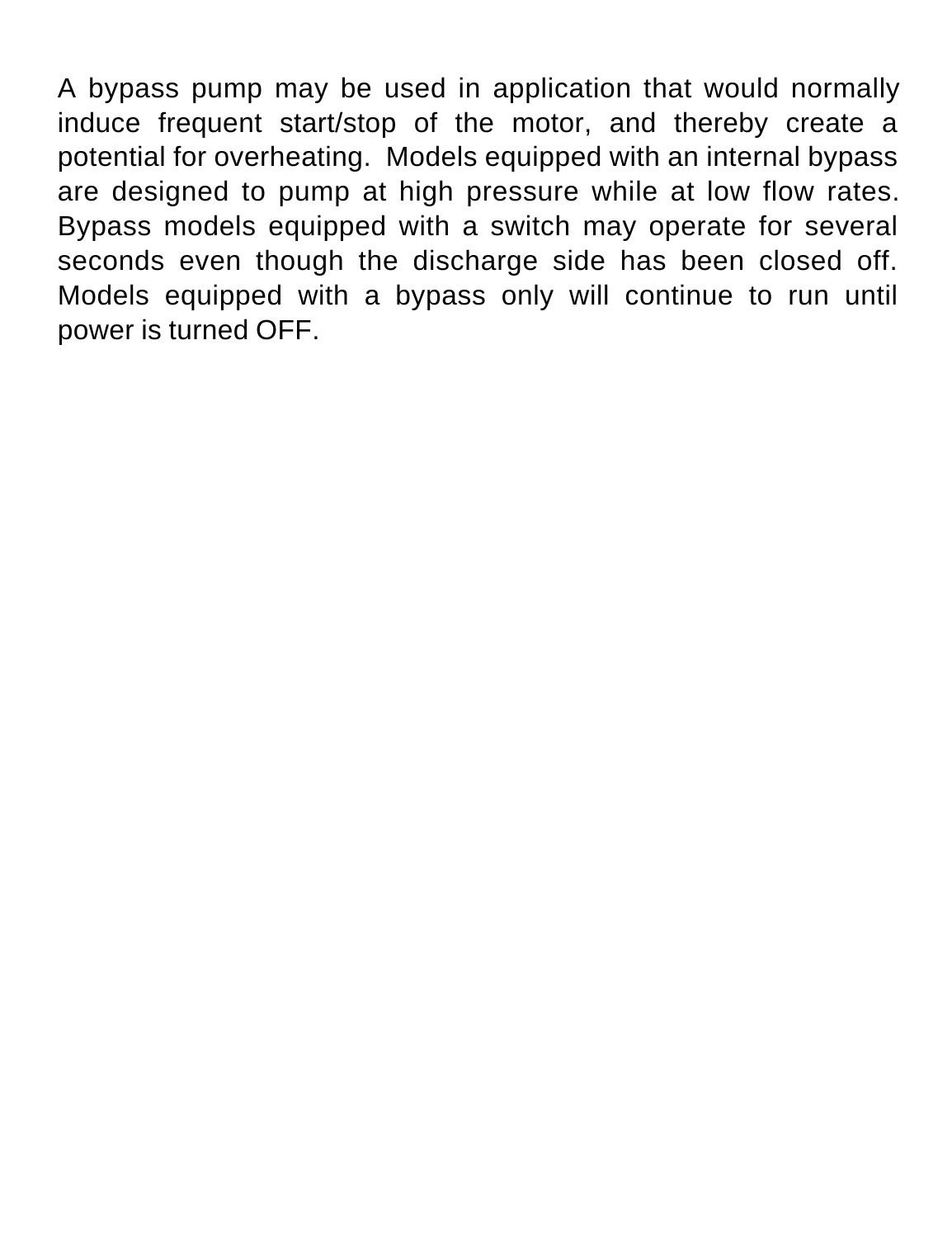A bypass pump may be used in application that would normally induce frequent start/stop of the motor, and thereby create a potential for overheating. Models equipped with an internal bypass are designed to pump at high pressure while at low flow rates. Bypass models equipped with a switch may operate for several seconds even though the discharge side has been closed off. Models equipped with a bypass only will continue to run until power is turned OFF.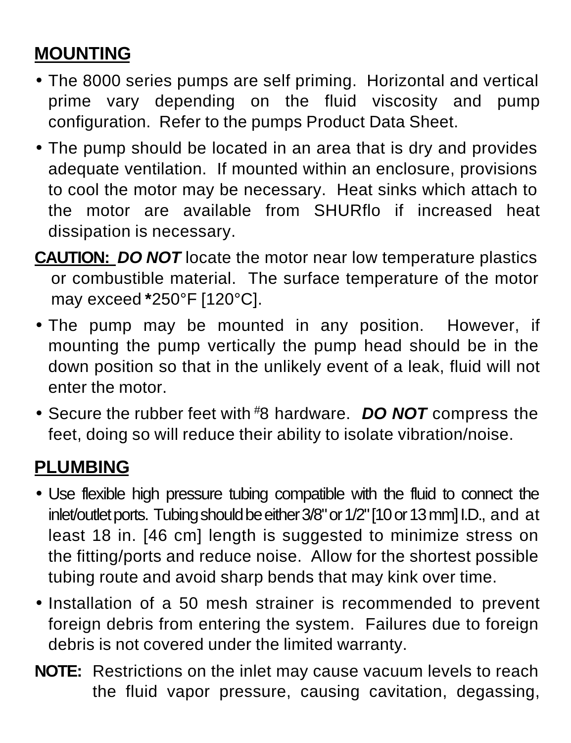## MOUNTING

- The 8000 series pumps are self priming. Horizontal and vertical prime vary depending on the fluid viscosity and pump configuration. Refer to the pumps Product Data Sheet.
- The pump should be located in an area that is dry and provides adequate ventilation. If mounted within an enclosure, provisions to cool the motor may be necessary. Heat sinks which attach to the motor are available from SHURflo if increased heat dissipation is necessary.

**CAUTION:** ***DO NOT*** locate the motor near low temperature plastics or combustible material. The surface temperature of the motor may exceed ***250°F [120°C].**

- The pump may be mounted in any position. However, if mounting the pump vertically the pump head should be in the down position so that in the unlikely event of a leak, fluid will not enter the motor.
- Secure the rubber feet with #8 hardware. ***DO NOT*** compress the feet, doing so will reduce their ability to isolate vibration/noise.

## PLUMBING

- Use flexible high pressure tubing compatible with the fluid to connect the inlet/outlet ports. Tubing should be either 3/8" or 1/2" [10 or 13 mm] I.D., and at least 18 in. [46 cm] length is suggested to minimize stress on the fitting/ports and reduce noise. Allow for the shortest possible tubing route and avoid sharp bends that may kink over time.
- Installation of a 50 mesh strainer is recommended to prevent foreign debris from entering the system. Failures due to foreign debris is not covered under the limited warranty.

**NOTE:** Restrictions on the inlet may cause vacuum levels to reach the fluid vapor pressure, causing cavitation, degassing,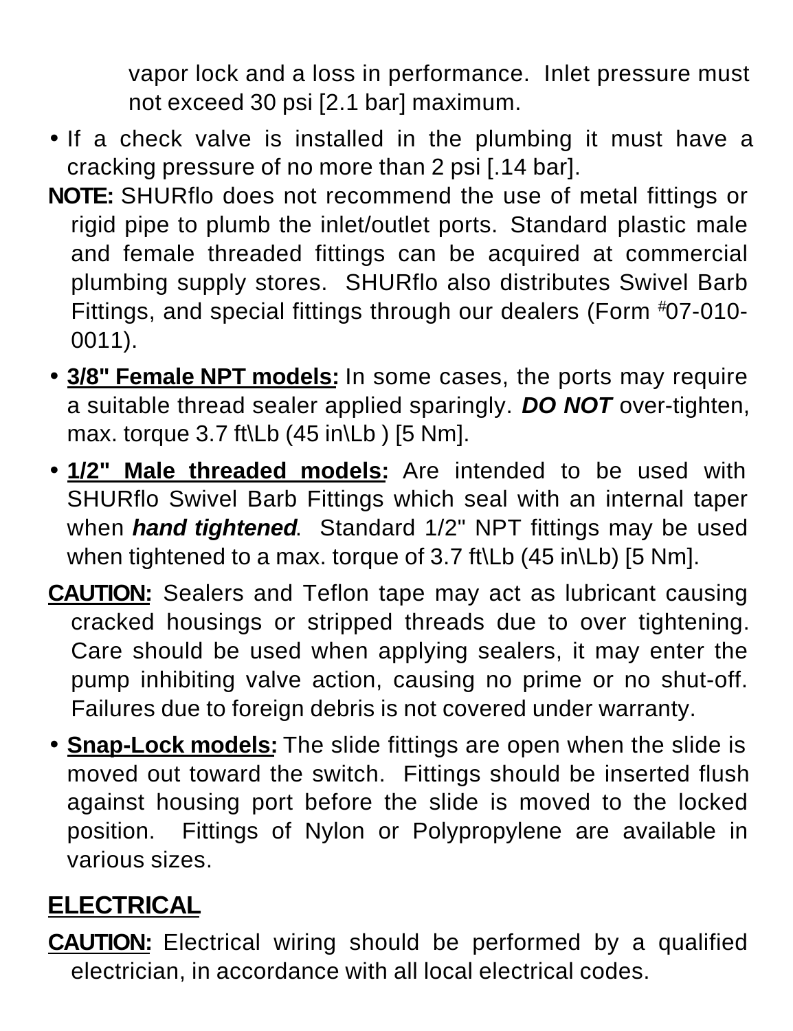vapor lock and a loss in performance. Inlet pressure must not exceed 30 psi [2.1 bar] maximum.

- If a check valve is installed in the plumbing it must have a cracking pressure of no more than 2 psi [.14 bar].

**NOTE:** SHURflo does not recommend the use of metal fittings or rigid pipe to plumb the inlet/outlet ports. Standard plastic male and female threaded fittings can be acquired at commercial plumbing supply stores. SHURflo also distributes Swivel Barb Fittings, and special fittings through our dealers (Form #07-010-0011).

- **3/8" Female NPT models:** In some cases, the ports may require a suitable thread sealer applied sparingly. ***DO NOT*** over-tighten, max. torque 3.7 ft\Lb (45 in\Lb ) [5 Nm].
- **1/2" Male threaded models:** Are intended to be used with SHURflo Swivel Barb Fittings which seal with an internal taper when ***hand tightened***. Standard 1/2" NPT fittings may be used when tightened to a max. torque of 3.7 ft\Lb (45 in\Lb) [5 Nm].

**CAUTION:** Sealers and Teflon tape may act as lubricant causing cracked housings or stripped threads due to over tightening. Care should be used when applying sealers, it may enter the pump inhibiting valve action, causing no prime or no shut-off. Failures due to foreign debris is not covered under warranty.

- **Snap-Lock models:** The slide fittings are open when the slide is moved out toward the switch. Fittings should be inserted flush against housing port before the slide is moved to the locked position. Fittings of Nylon or Polypropylene are available in various sizes.

## ELECTRICAL

**CAUTION:** Electrical wiring should be performed by a qualified electrician, in accordance with all local electrical codes.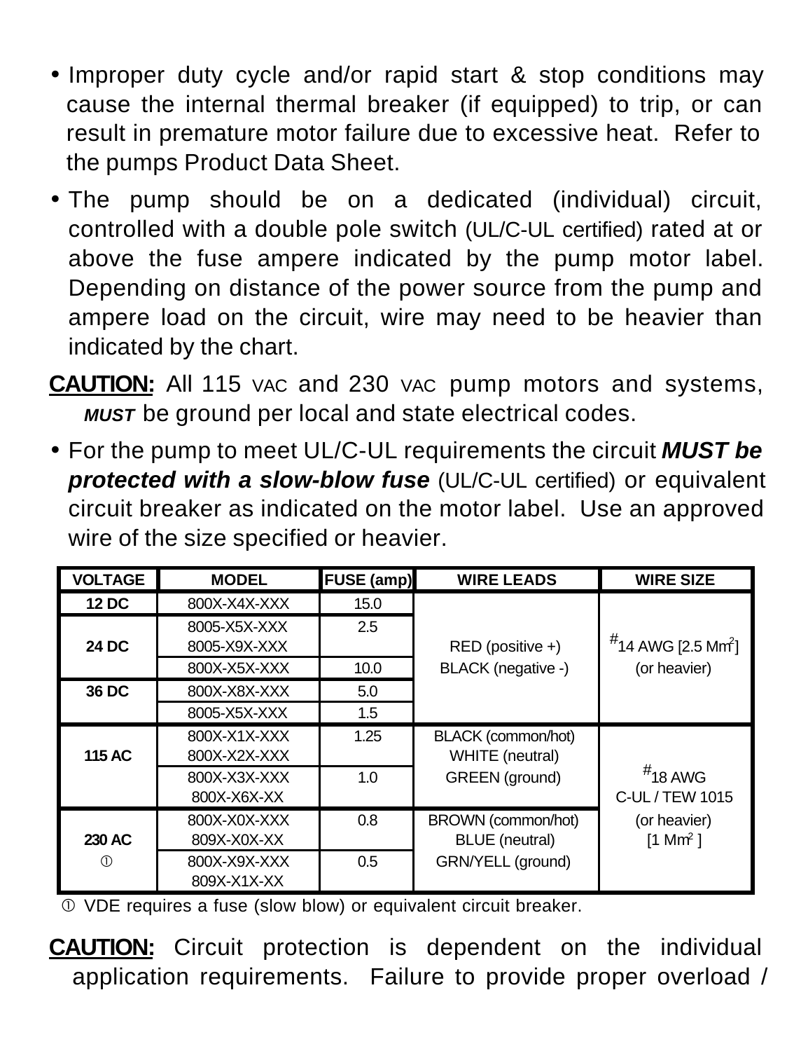- Improper duty cycle and/or rapid start & stop conditions may cause the internal thermal breaker (if equipped) to trip, or can result in premature motor failure due to excessive heat. Refer to the pumps Product Data Sheet.
- The pump should be on a dedicated (individual) circuit, controlled with a double pole switch (UL/C-UL certified) rated at or above the fuse ampere indicated by the pump motor label. Depending on distance of the power source from the pump and ampere load on the circuit, wire may need to be heavier than indicated by the chart.

**CAUTION:** All 115 VAC and 230 VAC pump motors and systems, ***MUST*** be ground per local and state electrical codes.

- For the pump to meet UL/C-UL requirements the circuit ***MUST be protected with a slow-blow fuse*** (UL/C-UL certified) or equivalent circuit breaker as indicated on the motor label. Use an approved wire of the size specified or heavier.

| VOLTAGE | MODEL | FUSE (amp) | WIRE LEADS | WIRE SIZE |
|---|---|---|---|---|
| **12 DC** | 800X-X4X-XXX | 15.0 | RED (positive +) BLACK (negative -) | #14 AWG [2.5 Mm$^2$] (or heavier) |
| **24 DC** | 8005-X5X-XXX 8005-X9X-XXX | 2.5 | | |
| | 800X-X5X-XXX | 10.0 | | |
| **36 DC** | 800X-X8X-XXX | 5.0 | | |
| | 8005-X5X-XXX | 1.5 | | |
| **115 AC** | 800X-X1X-XXX 800X-X2X-XXX | 1.25 | BLACK (common/hot) WHITE (neutral) GREEN (ground) | #18 AWG C-UL / TEW 1015 (or heavier) [1 Mm$^2$ ] |
| | 800X-X3X-XXX 800X-X6X-XX | 1.0 | | |
| **230 AC** ➀ | 800X-X0X-XXX 809X-X0X-XX | 0.8 | BROWN (common/hot) BLUE (neutral) GRN/YELL (ground) | |
| | 800X-X9X-XXX 809X-X1X-XX | 0.5 | | |

➀ VDE requires a fuse (slow blow) or equivalent circuit breaker.

**CAUTION:** Circuit protection is dependent on the individual application requirements. Failure to provide proper overload /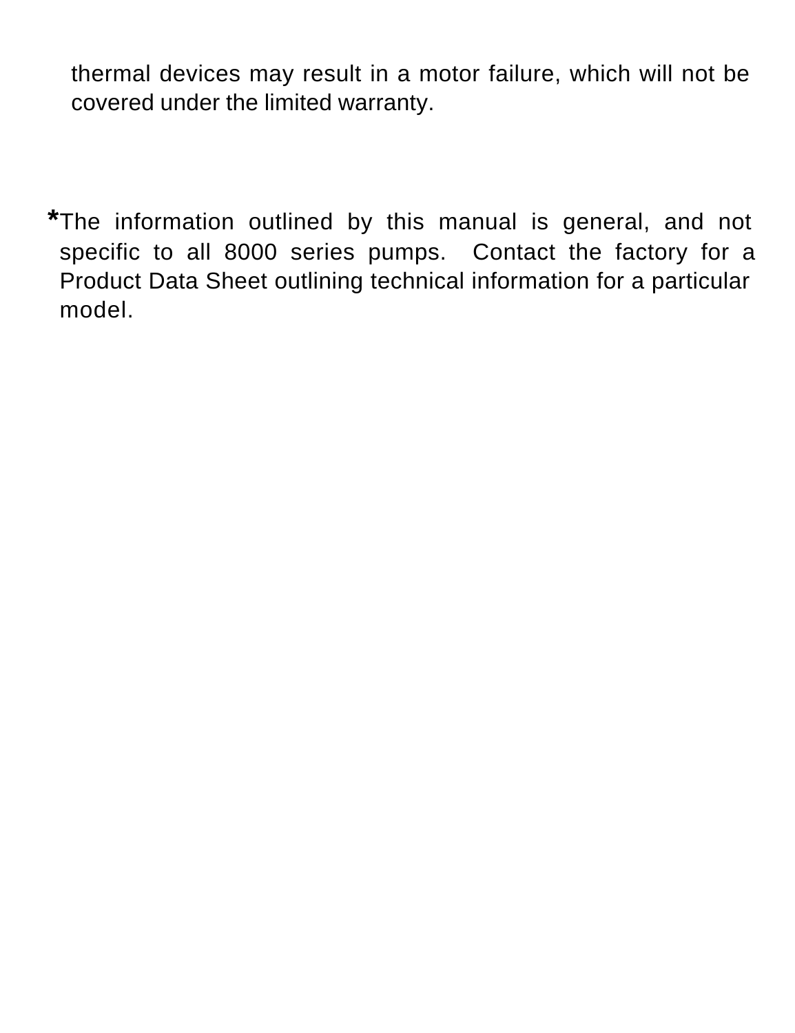thermal devices may result in a motor failure, which will not be covered under the limited warranty.

*The information outlined by this manual is general, and not specific to all 8000 series pumps. Contact the factory for a Product Data Sheet outlining technical information for a particular model.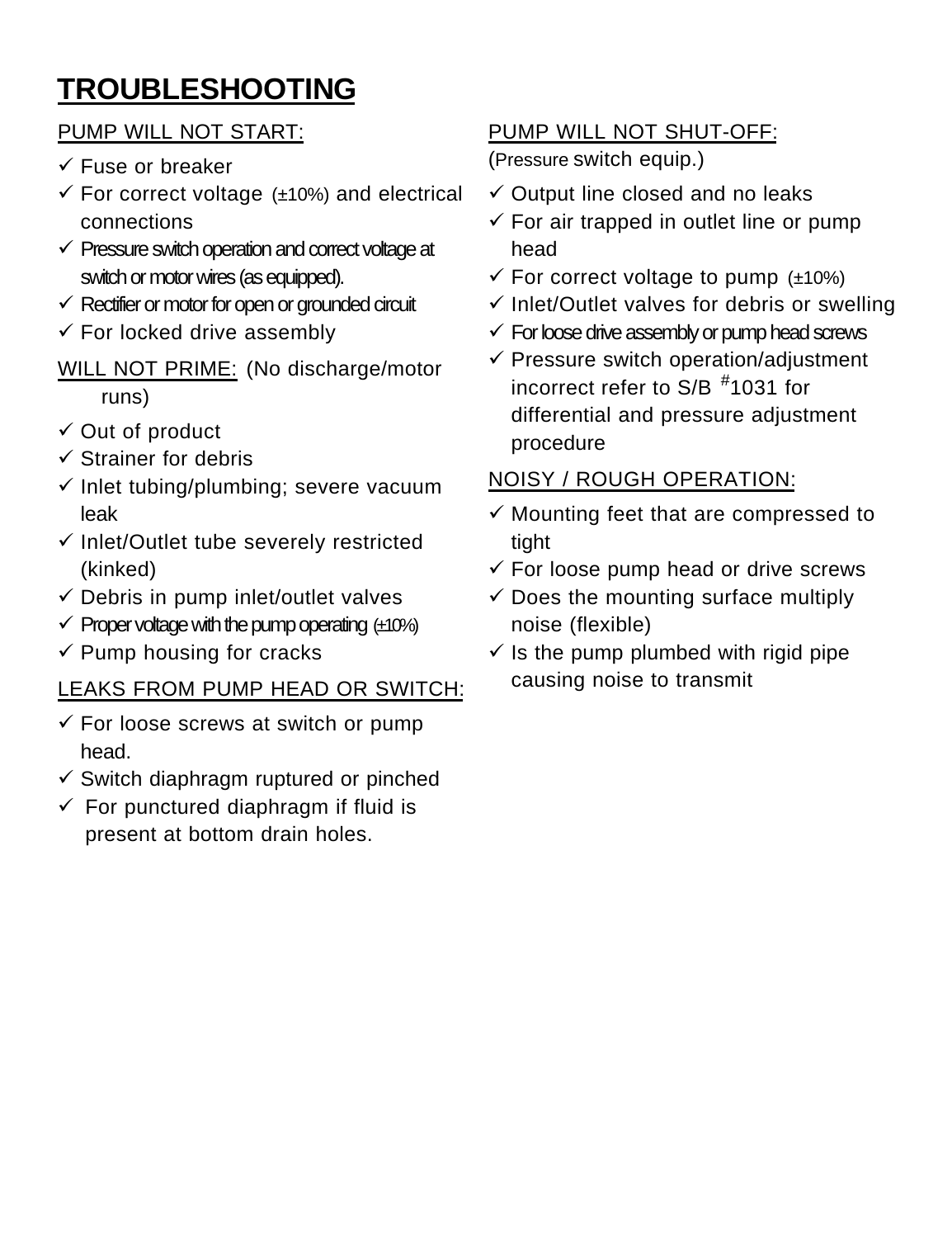# TROUBLESHOOTING

PUMP WILL NOT START:

- ✓ Fuse or breaker
- ✓ For correct voltage (±10%) and electrical connections
- ✓ Pressure switch operation and correct voltage at switch or motor wires (as equipped).
- ✓ Rectifier or motor for open or grounded circuit
- ✓ For locked drive assembly

WILL NOT PRIME: (No discharge/motor runs)

- ✓ Out of product
- ✓ Strainer for debris
- ✓ Inlet tubing/plumbing; severe vacuum leak
- ✓ Inlet/Outlet tube severely restricted (kinked)
- ✓ Debris in pump inlet/outlet valves
- ✓ Proper voltage with the pump operating (±10%)
- ✓ Pump housing for cracks

LEAKS FROM PUMP HEAD OR SWITCH:

- ✓ For loose screws at switch or pump head.
- ✓ Switch diaphragm ruptured or pinched
- ✓ For punctured diaphragm if fluid is present at bottom drain holes.

PUMP WILL NOT SHUT-OFF:
(Pressure switch equip.)

- ✓ Output line closed and no leaks
- ✓ For air trapped in outlet line or pump head
- ✓ For correct voltage to pump (±10%)
- ✓ Inlet/Outlet valves for debris or swelling
- ✓ For loose drive assembly or pump head screws
- ✓ Pressure switch operation/adjustment incorrect refer to S/B #1031 for differential and pressure adjustment procedure

NOISY / ROUGH OPERATION:

- ✓ Mounting feet that are compressed to tight
- ✓ For loose pump head or drive screws
- ✓ Does the mounting surface multiply noise (flexible)
- ✓ Is the pump plumbed with rigid pipe causing noise to transmit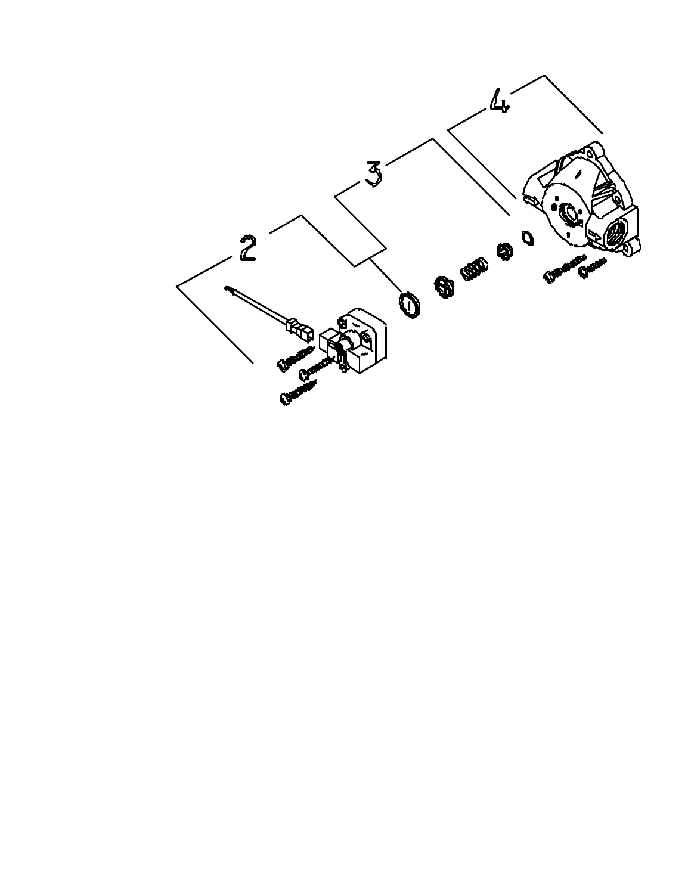2

3

4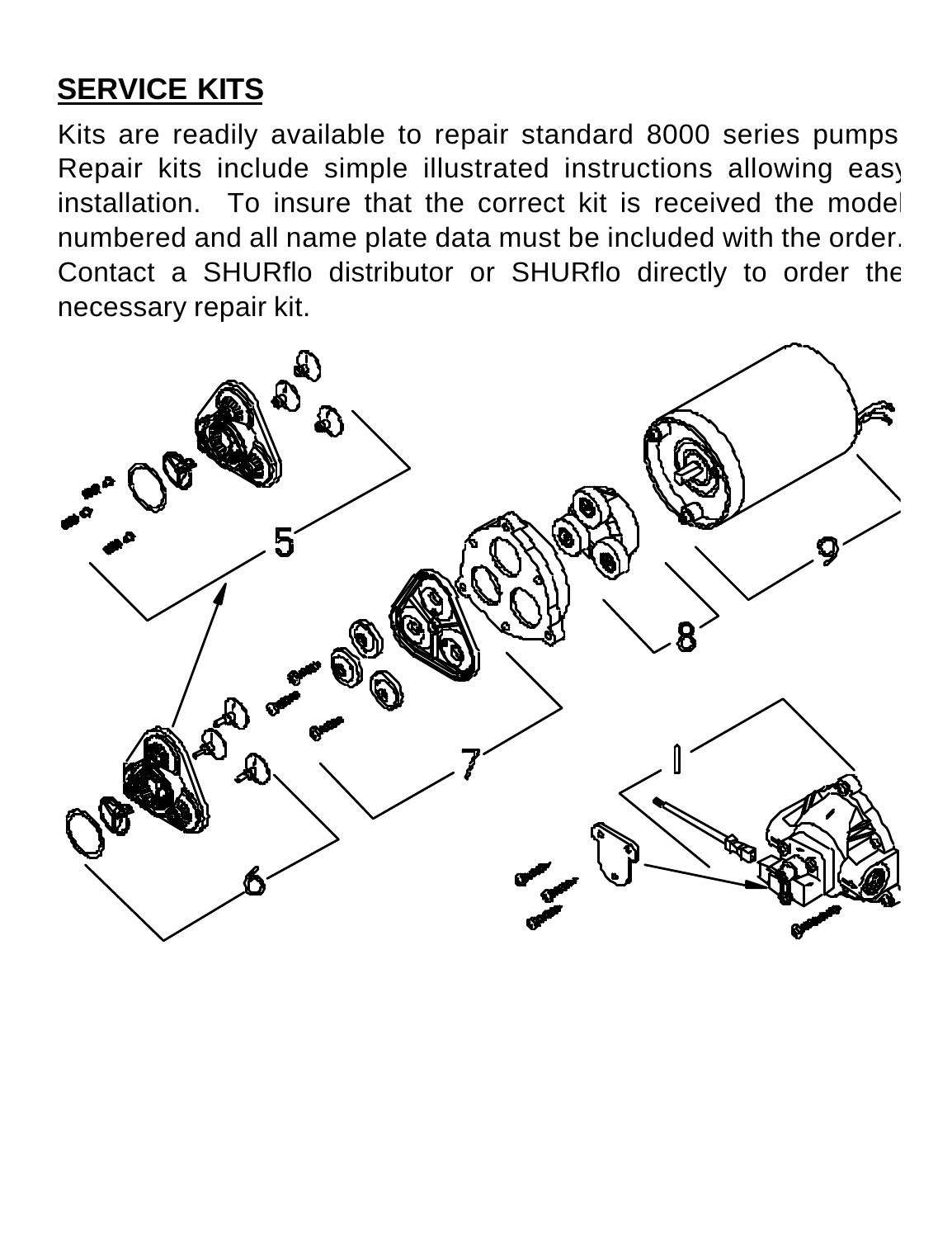## SERVICE KITS

Kits are readily available to repair standard 8000 series pumps. Repair kits include simple illustrated instructions allowing easy installation. To insure that the correct kit is received the model numbered and all name plate data must be included with the order. Contact a SHURflo distributor or SHURflo directly to order the necessary repair kit.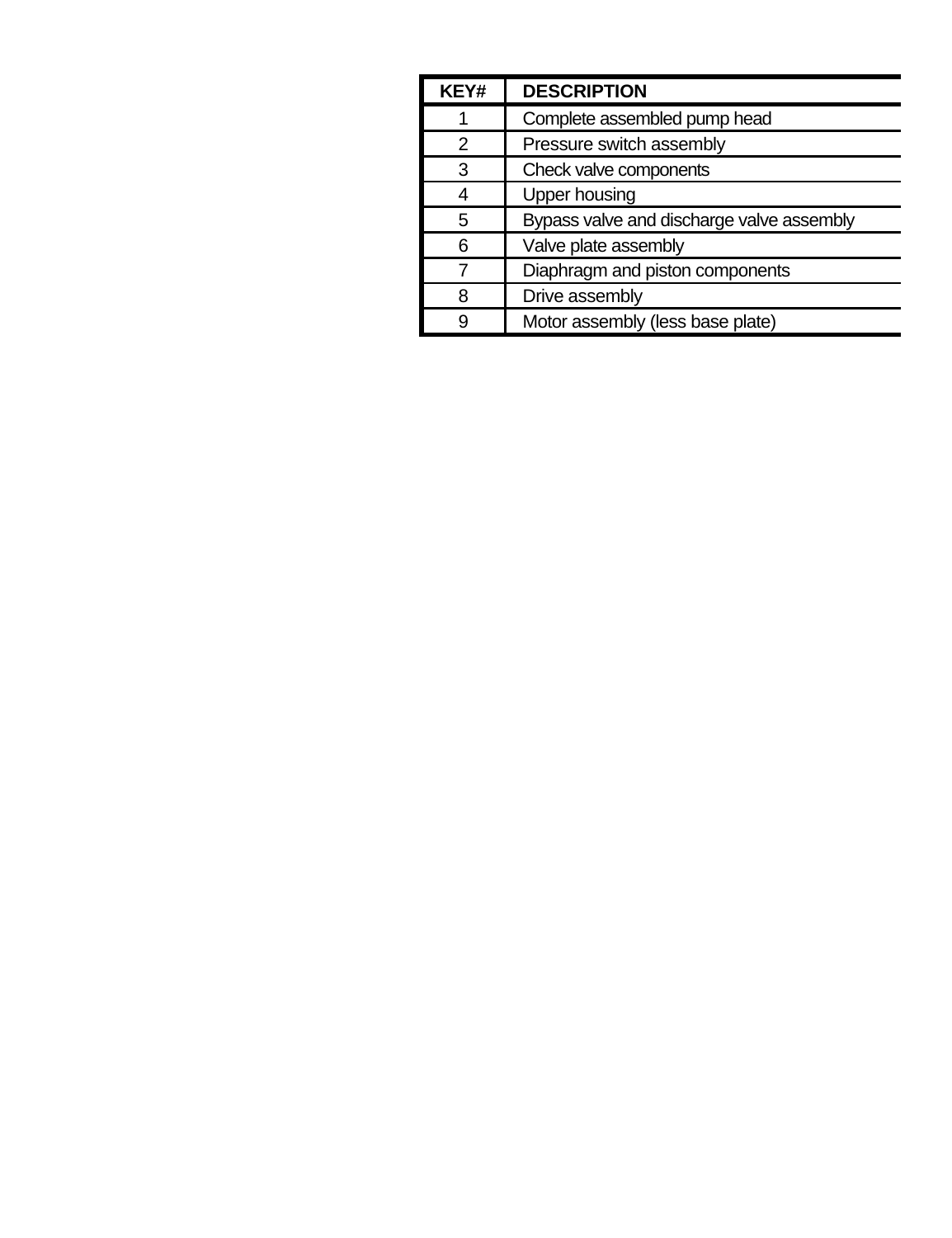| KEY# | DESCRIPTION |
| --- | --- |
| 1 | Complete assembled pump head |
| 2 | Pressure switch assembly |
| 3 | Check valve components |
| 4 | Upper housing |
| 5 | Bypass valve and discharge valve assembly |
| 6 | Valve plate assembly |
| 7 | Diaphragm and piston components |
| 8 | Drive assembly |
| 9 | Motor assembly (less base plate) |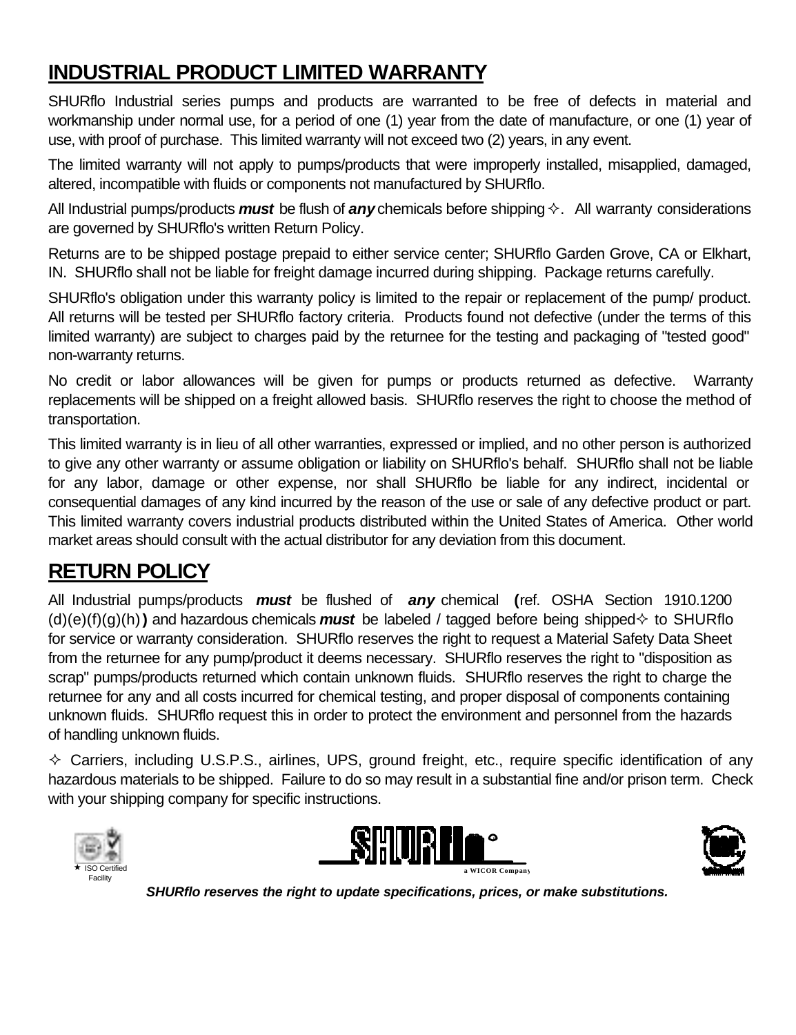## INDUSTRIAL PRODUCT LIMITED WARRANTY

SHURflo Industrial series pumps and products are warranted to be free of defects in material and workmanship under normal use, for a period of one (1) year from the date of manufacture, or one (1) year of use, with proof of purchase. This limited warranty will not exceed two (2) years, in any event.

The limited warranty will not apply to pumps/products that were improperly installed, misapplied, damaged, altered, incompatible with fluids or components not manufactured by SHURflo.

All Industrial pumps/products ***must*** be flush of ***any*** chemicals before shipping ✧. All warranty considerations are governed by SHURflo's written Return Policy.

Returns are to be shipped postage prepaid to either service center; SHURflo Garden Grove, CA or Elkhart, IN. SHURflo shall not be liable for freight damage incurred during shipping. Package returns carefully.

SHURflo's obligation under this warranty policy is limited to the repair or replacement of the pump/ product. All returns will be tested per SHURflo factory criteria. Products found not defective (under the terms of this limited warranty) are subject to charges paid by the returnee for the testing and packaging of "tested good" non-warranty returns.

No credit or labor allowances will be given for pumps or products returned as defective. Warranty replacements will be shipped on a freight allowed basis. SHURflo reserves the right to choose the method of transportation.

This limited warranty is in lieu of all other warranties, expressed or implied, and no other person is authorized to give any other warranty or assume obligation or liability on SHURflo's behalf. SHURflo shall not be liable for any labor, damage or other expense, nor shall SHURflo be liable for any indirect, incidental or consequential damages of any kind incurred by the reason of the use or sale of any defective product or part. This limited warranty covers industrial products distributed within the United States of America. Other world market areas should consult with the actual distributor for any deviation from this document.

## RETURN POLICY

All Industrial pumps/products ***must*** be flushed of ***any*** chemical **(**ref. OSHA Section 1910.1200 (d)(e)(f)(g)(h)**)** and hazardous chemicals ***must*** be labeled / tagged before being shipped✧ to SHURflo for service or warranty consideration. SHURflo reserves the right to request a Material Safety Data Sheet from the returnee for any pump/product it deems necessary. SHURflo reserves the right to "disposition as scrap" pumps/products returned which contain unknown fluids. SHURflo reserves the right to charge the returnee for any and all costs incurred for chemical testing, and proper disposal of components containing unknown fluids. SHURflo request this in order to protect the environment and personnel from the hazards of handling unknown fluids.

✧ Carriers, including U.S.P.S., airlines, UPS, ground freight, etc., require specific identification of any hazardous materials to be shipped. Failure to do so may result in a substantial fine and/or prison term. Check with your shipping company for specific instructions.

★ ISO Certified Facility

SHURflo a WICOR Company

***SHURflo reserves the right to update specifications, prices, or make substitutions.***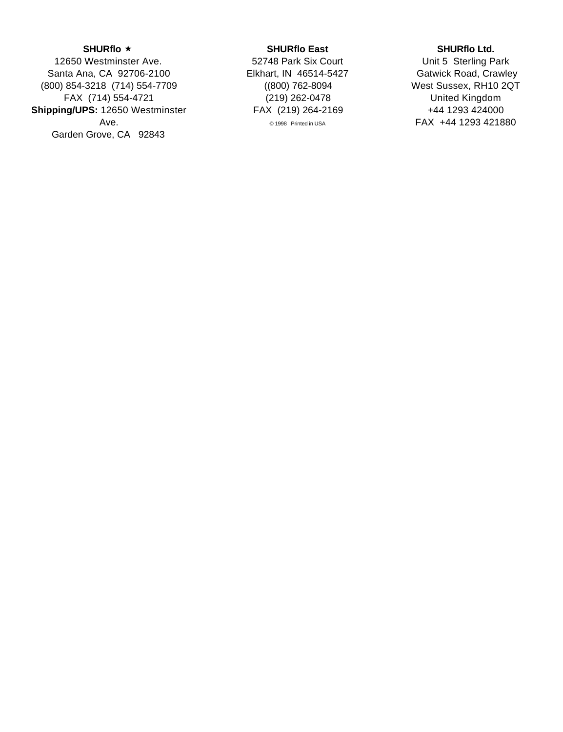**SHURflo ★**
12650 Westminster Ave.
Santa Ana, CA 92706-2100
(800) 854-3218 (714) 554-7709
FAX (714) 554-4721
**Shipping/UPS:** 12650 Westminster Ave.
Garden Grove, CA 92843

**SHURflo East**
52748 Park Six Court
Elkhart, IN 46514-5427
((800) 762-8094
(219) 262-0478
FAX (219) 264-2169

© 1998 Printed in USA

**SHURflo Ltd.**
Unit 5 Sterling Park
Gatwick Road, Crawley
West Sussex, RH10 2QT
United Kingdom
+44 1293 424000
FAX +44 1293 421880